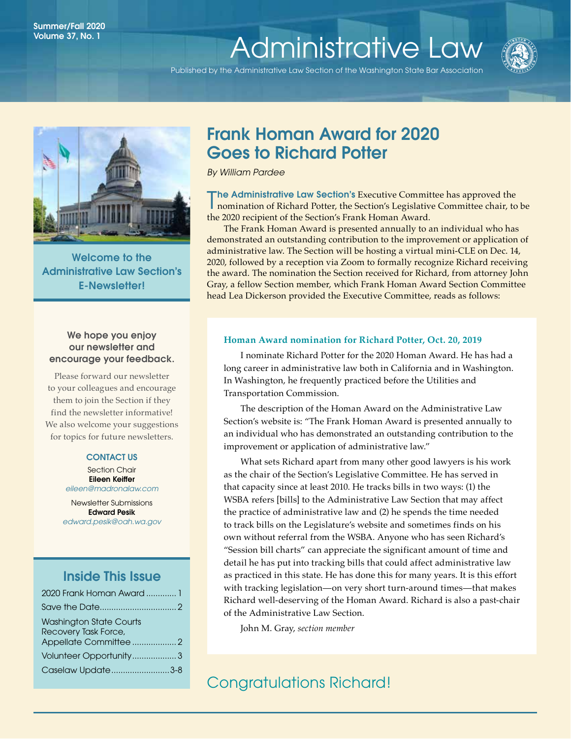Summer/Fall 2020
Volume 37, No. 1

# Administrative Law

Published by the Administrative Law Section of the Washington State Bar Association

## Frank Homan Award for 2020 Goes to Richard Potter

*By William Pardee*

**The Administrative Law Section's** Executive Committee has approved the nomination of Richard Potter, the Section's Legislative Committee chair, to be the 2020 recipient of the Section's Frank Homan Award.

The Frank Homan Award is presented annually to an individual who has demonstrated an outstanding contribution to the improvement or application of administrative law. The Section will be hosting a virtual mini-CLE on Dec. 14, 2020, followed by a reception via Zoom to formally recognize Richard receiving the award. The nomination the Section received for Richard, from attorney John Gray, a fellow Section member, which Frank Homan Award Section Committee head Lea Dickerson provided the Executive Committee, reads as follows:

> **Homan Award nomination for Richard Potter, Oct. 20, 2019**
>
> I nominate Richard Potter for the 2020 Homan Award. He has had a long career in administrative law both in California and in Washington. In Washington, he frequently practiced before the Utilities and Transportation Commission.
>
> The description of the Homan Award on the Administrative Law Section's website is: "The Frank Homan Award is presented annually to an individual who has demonstrated an outstanding contribution to the improvement or application of administrative law."
>
> What sets Richard apart from many other good lawyers is his work as the chair of the Section's Legislative Committee. He has served in that capacity since at least 2010. He tracks bills in two ways: (1) the WSBA refers [bills] to the Administrative Law Section that may affect the practice of administrative law and (2) he spends the time needed to track bills on the Legislature's website and sometimes finds on his own without referral from the WSBA. Anyone who has seen Richard's "Session bill charts" can appreciate the significant amount of time and detail he has put into tracking bills that could affect administrative law as practiced in this state. He has done this for many years. It is this effort with tracking legislation—on very short turn-around times—that makes Richard well-deserving of the Homan Award. Richard is also a past-chair of the Administrative Law Section.
>
> John M. Gray, *section member*

## Congratulations Richard!

---

### Welcome to the Administrative Law Section's E-Newsletter!

**We hope you enjoy our newsletter and encourage your feedback.**

Please forward our newsletter to your colleagues and encourage them to join the Section if they find the newsletter informative! We also welcome your suggestions for topics for future newsletters.

**CONTACT US**

Section Chair
**Eileen Keiffer**
*eileen@madronalaw.com*

Newsletter Submissions
**Edward Pesik**
*edward.pesik@oah.wa.gov*

### Inside This Issue

| | |
|---|---|
| 2020 Frank Homan Award | 1 |
| Save the Date | 2 |
| Washington State Courts Recovery Task Force, Appellate Committee | 2 |
| Volunteer Opportunity | 3 |
| Caselaw Update | 3-8 |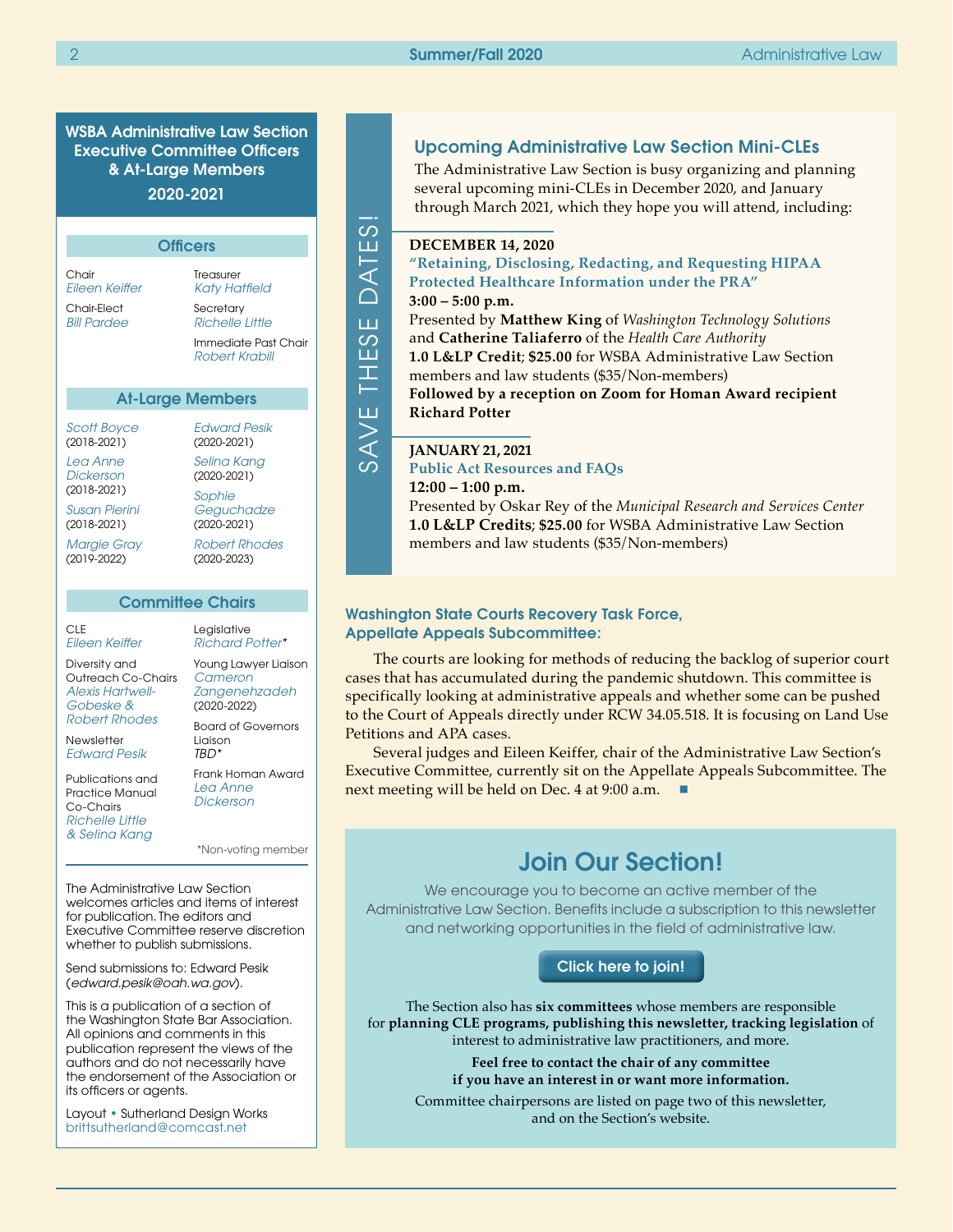## WSBA Administrative Law Section Executive Committee Officers & At-Large Members 2020-2021

### Officers

Chair
*Eileen Keiffer*

Chair-Elect
*Bill Pardee*

Treasurer
*Katy Hatfield*

Secretary
*Richelle Little*

Immediate Past Chair
*Robert Krabill*

### At-Large Members

*Scott Boyce* (2018-2021)

*Lea Anne Dickerson* (2018-2021)

*Susan Pierini* (2018-2021)

*Margie Gray* (2019-2022)

*Edward Pesik* (2020-2021)

*Selina Kang* (2020-2021)

*Sophie Geguchadze* (2020-2021)

*Robert Rhodes* (2020-2023)

### Committee Chairs

CLE
*Eileen Keiffer*

Diversity and Outreach Co-Chairs
*Alexis Hartwell-Gobeske & Robert Rhodes*

Newsletter
*Edward Pesik*

Publications and Practice Manual Co-Chairs
*Richelle Little & Selina Kang*

Legislative
*Richard Potter**

Young Lawyer Liaison
*Cameron Zangenehzadeh* (2020-2022)

Board of Governors Liaison
*TBD**

Frank Homan Award
*Lea Anne Dickerson*

*Non-voting member

The Administrative Law Section welcomes articles and items of interest for publication. The editors and Executive Committee reserve discretion whether to publish submissions.

Send submissions to: Edward Pesik (*edward.pesik@oah.wa.gov*).

This is a publication of a section of the Washington State Bar Association. All opinions and comments in this publication represent the views of the authors and do not necessarily have the endorsement of the Association or its officers or agents.

Layout • Sutherland Design Works
brittsutherland@comcast.net

---

SAVE THESE DATES!

## Upcoming Administrative Law Section Mini-CLEs

The Administrative Law Section is busy organizing and planning several upcoming mini-CLEs in December 2020, and January through March 2021, which they hope you will attend, including:

**DECEMBER 14, 2020**
**"Retaining, Disclosing, Redacting, and Requesting HIPAA Protected Healthcare Information under the PRA"**
**3:00 – 5:00 p.m.**
Presented by **Matthew King** of *Washington Technology Solutions* and **Catherine Taliaferro** of the *Health Care Authority*
**1.0 L&LP Credit**; **$25.00** for WSBA Administrative Law Section members and law students ($35/Non-members)
**Followed by a reception on Zoom for Homan Award recipient Richard Potter**

**JANUARY 21, 2021**
**Public Act Resources and FAQs**
**12:00 – 1:00 p.m.**
Presented by Oskar Rey of the *Municipal Research and Services Center*
**1.0 L&LP Credits**; **$25.00** for WSBA Administrative Law Section members and law students ($35/Non-members)

## Washington State Courts Recovery Task Force, Appellate Appeals Subcommittee:

The courts are looking for methods of reducing the backlog of superior court cases that has accumulated during the pandemic shutdown. This committee is specifically looking at administrative appeals and whether some can be pushed to the Court of Appeals directly under RCW 34.05.518. It is focusing on Land Use Petitions and APA cases.

Several judges and Eileen Keiffer, chair of the Administrative Law Section's Executive Committee, currently sit on the Appellate Appeals Subcommittee. The next meeting will be held on Dec. 4 at 9:00 a.m. ■

## Join Our Section!

We encourage you to become an active member of the Administrative Law Section. Benefits include a subscription to this newsletter and networking opportunities in the field of administrative law.

Click here to join!

The Section also has **six committees** whose members are responsible for **planning CLE programs, publishing this newsletter, tracking legislation** of interest to administrative law practitioners, and more.

**Feel free to contact the chair of any committee if you have an interest in or want more information.**

Committee chairpersons are listed on page two of this newsletter, and on the Section's website.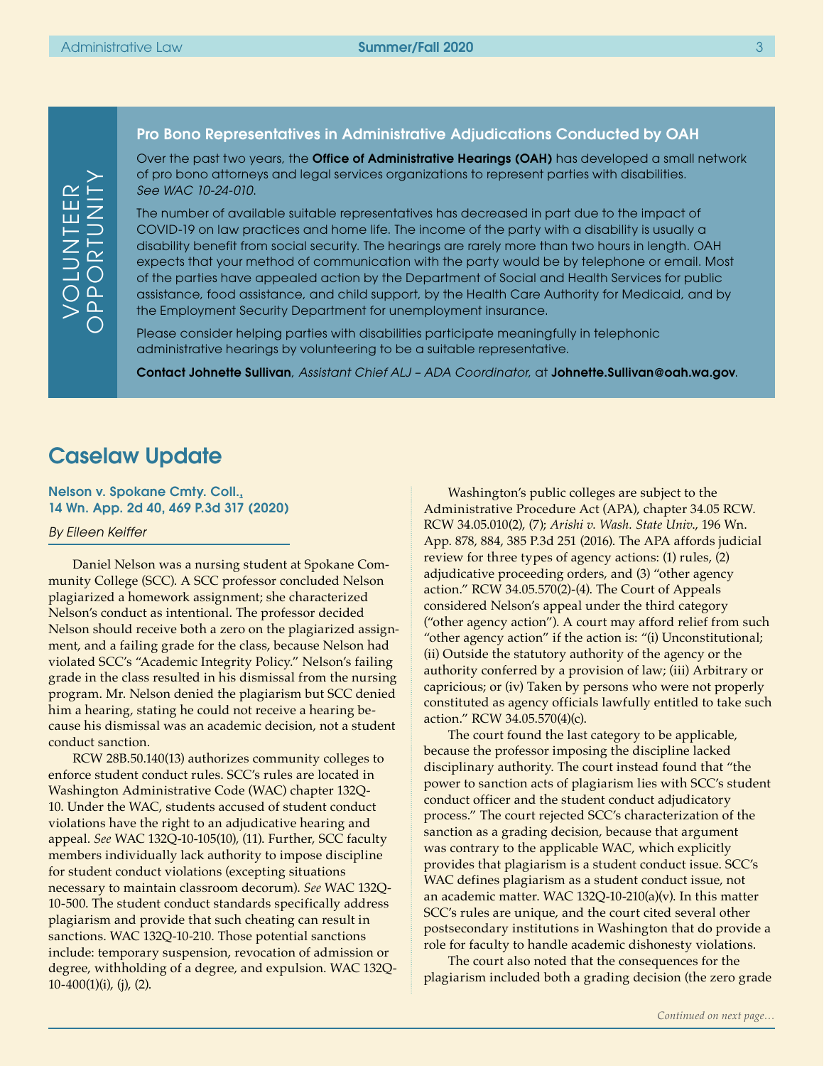## VOLUNTEER OPPORTUNITY

### Pro Bono Representatives in Administrative Adjudications Conducted by OAH

Over the past two years, the **Office of Administrative Hearings (OAH)** has developed a small network of pro bono attorneys and legal services organizations to represent parties with disabilities. *See WAC 10-24-010.*

The number of available suitable representatives has decreased in part due to the impact of COVID-19 on law practices and home life. The income of the party with a disability is usually a disability benefit from social security. The hearings are rarely more than two hours in length. OAH expects that your method of communication with the party would be by telephone or email. Most of the parties have appealed action by the Department of Social and Health Services for public assistance, food assistance, and child support, by the Health Care Authority for Medicaid, and by the Employment Security Department for unemployment insurance.

Please consider helping parties with disabilities participate meaningfully in telephonic administrative hearings by volunteering to be a suitable representative.

**Contact Johnette Sullivan**, *Assistant Chief ALJ – ADA Coordinator*, at **Johnette.Sullivan@oah.wa.gov**.

## Caselaw Update

### Nelson v. Spokane Cmty. Coll., 14 Wn. App. 2d 40, 469 P.3d 317 (2020)

*By Eileen Keiffer*

Daniel Nelson was a nursing student at Spokane Community College (SCC). A SCC professor concluded Nelson plagiarized a homework assignment; she characterized Nelson's conduct as intentional. The professor decided Nelson should receive both a zero on the plagiarized assignment, and a failing grade for the class, because Nelson had violated SCC's "Academic Integrity Policy." Nelson's failing grade in the class resulted in his dismissal from the nursing program. Mr. Nelson denied the plagiarism but SCC denied him a hearing, stating he could not receive a hearing because his dismissal was an academic decision, not a student conduct sanction.

RCW 28B.50.140(13) authorizes community colleges to enforce student conduct rules. SCC's rules are located in Washington Administrative Code (WAC) chapter 132Q-10. Under the WAC, students accused of student conduct violations have the right to an adjudicative hearing and appeal. *See* WAC 132Q-10-105(10), (11). Further, SCC faculty members individually lack authority to impose discipline for student conduct violations (excepting situations necessary to maintain classroom decorum). *See* WAC 132Q-10-500. The student conduct standards specifically address plagiarism and provide that such cheating can result in sanctions. WAC 132Q-10-210. Those potential sanctions include: temporary suspension, revocation of admission or degree, withholding of a degree, and expulsion. WAC 132Q-10-400(1)(i), (j), (2).

Washington's public colleges are subject to the Administrative Procedure Act (APA), chapter 34.05 RCW. RCW 34.05.010(2), (7); *Arishi v. Wash. State Univ.*, 196 Wn. App. 878, 884, 385 P.3d 251 (2016). The APA affords judicial review for three types of agency actions: (1) rules, (2) adjudicative proceeding orders, and (3) "other agency action." RCW 34.05.570(2)-(4). The Court of Appeals considered Nelson's appeal under the third category ("other agency action"). A court may afford relief from such "other agency action" if the action is: "(i) Unconstitutional; (ii) Outside the statutory authority of the agency or the authority conferred by a provision of law; (iii) Arbitrary or capricious; or (iv) Taken by persons who were not properly constituted as agency officials lawfully entitled to take such action." RCW 34.05.570(4)(c).

The court found the last category to be applicable, because the professor imposing the discipline lacked disciplinary authority. The court instead found that "the power to sanction acts of plagiarism lies with SCC's student conduct officer and the student conduct adjudicatory process." The court rejected SCC's characterization of the sanction as a grading decision, because that argument was contrary to the applicable WAC, which explicitly provides that plagiarism is a student conduct issue. SCC's WAC defines plagiarism as a student conduct issue, not an academic matter. WAC 132Q-10-210(a)(v). In this matter SCC's rules are unique, and the court cited several other postsecondary institutions in Washington that do provide a role for faculty to handle academic dishonesty violations.

The court also noted that the consequences for the plagiarism included both a grading decision (the zero grade

*Continued on next page…*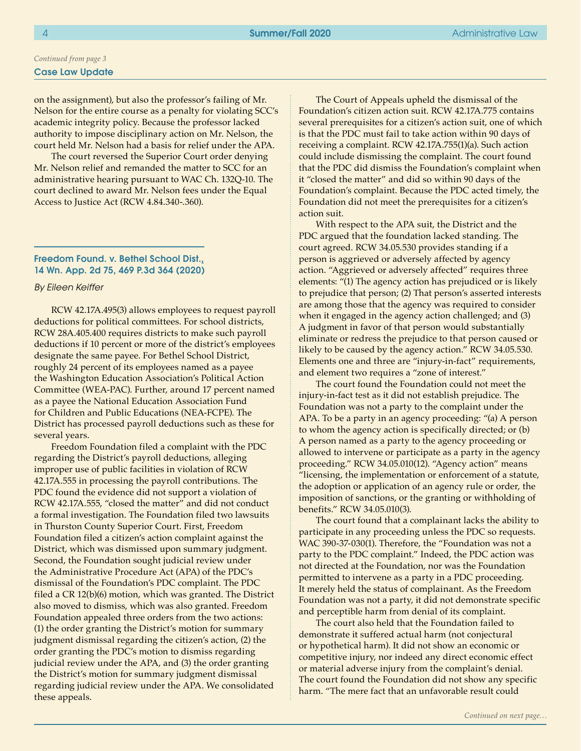*Continued from page 3*

**Case Law Update**

on the assignment), but also the professor's failing of Mr. Nelson for the entire course as a penalty for violating SCC's academic integrity policy. Because the professor lacked authority to impose disciplinary action on Mr. Nelson, the court held Mr. Nelson had a basis for relief under the APA.

The court reversed the Superior Court order denying Mr. Nelson relief and remanded the matter to SCC for an administrative hearing pursuant to WAC Ch. 132Q-10. The court declined to award Mr. Nelson fees under the Equal Access to Justice Act (RCW 4.84.340-.360).

### Freedom Found. v. Bethel School Dist., 14 Wn. App. 2d 75, 469 P.3d 364 (2020)

*By Eileen Keiffer*

RCW 42.17A.495(3) allows employees to request payroll deductions for political committees. For school districts, RCW 28A.405.400 requires districts to make such payroll deductions if 10 percent or more of the district's employees designate the same payee. For Bethel School District, roughly 24 percent of its employees named as a payee the Washington Education Association's Political Action Committee (WEA-PAC). Further, around 17 percent named as a payee the National Education Association Fund for Children and Public Educations (NEA-FCPE). The District has processed payroll deductions such as these for several years.

Freedom Foundation filed a complaint with the PDC regarding the District's payroll deductions, alleging improper use of public facilities in violation of RCW 42.17A.555 in processing the payroll contributions. The PDC found the evidence did not support a violation of RCW 42.17A.555, "closed the matter" and did not conduct a formal investigation. The Foundation filed two lawsuits in Thurston County Superior Court. First, Freedom Foundation filed a citizen's action complaint against the District, which was dismissed upon summary judgment. Second, the Foundation sought judicial review under the Administrative Procedure Act (APA) of the PDC's dismissal of the Foundation's PDC complaint. The PDC filed a CR 12(b)(6) motion, which was granted. The District also moved to dismiss, which was also granted. Freedom Foundation appealed three orders from the two actions: (1) the order granting the District's motion for summary judgment dismissal regarding the citizen's action, (2) the order granting the PDC's motion to dismiss regarding judicial review under the APA, and (3) the order granting the District's motion for summary judgment dismissal regarding judicial review under the APA. We consolidated these appeals.

The Court of Appeals upheld the dismissal of the Foundation's citizen action suit. RCW 42.17A.775 contains several prerequisites for a citizen's action suit, one of which is that the PDC must fail to take action within 90 days of receiving a complaint. RCW 42.17A.755(1)(a). Such action could include dismissing the complaint. The court found that the PDC did dismiss the Foundation's complaint when it "closed the matter" and did so within 90 days of the Foundation's complaint. Because the PDC acted timely, the Foundation did not meet the prerequisites for a citizen's action suit.

With respect to the APA suit, the District and the PDC argued that the foundation lacked standing. The court agreed. RCW 34.05.530 provides standing if a person is aggrieved or adversely affected by agency action. "Aggrieved or adversely affected" requires three elements: "(1) The agency action has prejudiced or is likely to prejudice that person; (2) That person's asserted interests are among those that the agency was required to consider when it engaged in the agency action challenged; and (3) A judgment in favor of that person would substantially eliminate or redress the prejudice to that person caused or likely to be caused by the agency action." RCW 34.05.530. Elements one and three are "injury-in-fact" requirements, and element two requires a "zone of interest."

The court found the Foundation could not meet the injury-in-fact test as it did not establish prejudice. The Foundation was not a party to the complaint under the APA. To be a party in an agency proceeding: "(a) A person to whom the agency action is specifically directed; or (b) A person named as a party to the agency proceeding or allowed to intervene or participate as a party in the agency proceeding." RCW 34.05.010(12). "Agency action" means "licensing, the implementation or enforcement of a statute, the adoption or application of an agency rule or order, the imposition of sanctions, or the granting or withholding of benefits." RCW 34.05.010(3).

The court found that a complainant lacks the ability to participate in any proceeding unless the PDC so requests. WAC 390-37-030(1). Therefore, the "Foundation was not a party to the PDC complaint." Indeed, the PDC action was not directed at the Foundation, nor was the Foundation permitted to intervene as a party in a PDC proceeding. It merely held the status of complainant. As the Freedom Foundation was not a party, it did not demonstrate specific and perceptible harm from denial of its complaint.

The court also held that the Foundation failed to demonstrate it suffered actual harm (not conjectural or hypothetical harm). It did not show an economic or competitive injury, nor indeed any direct economic effect or material adverse injury from the complaint's denial. The court found the Foundation did not show any specific harm. "The mere fact that an unfavorable result could

*Continued on next page…*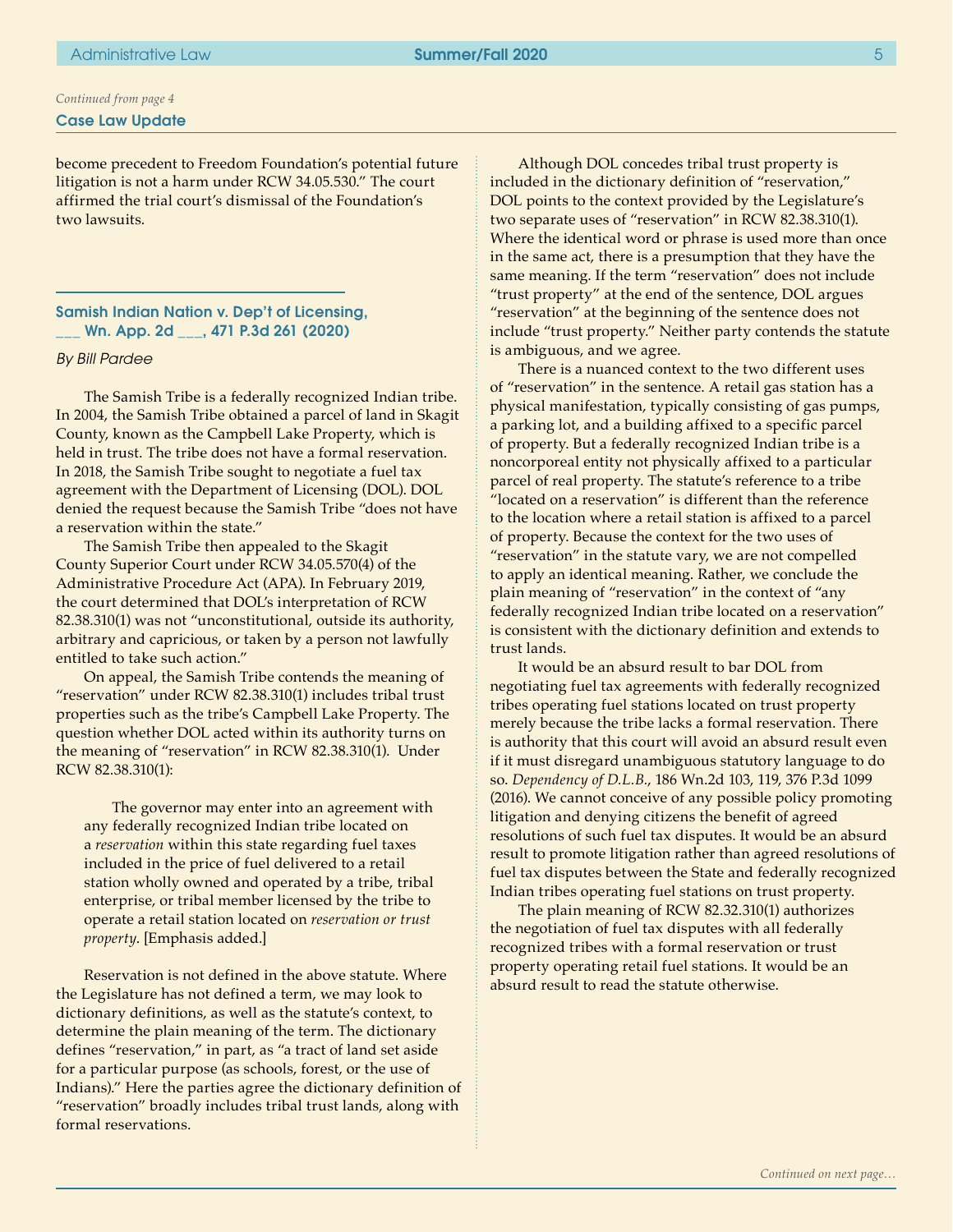*Continued from page 4*

**Case Law Update**

become precedent to Freedom Foundation's potential future litigation is not a harm under RCW 34.05.530." The court affirmed the trial court's dismissal of the Foundation's two lawsuits.

## Samish Indian Nation v. Dep't of Licensing, ___ Wn. App. 2d ___, 471 P.3d 261 (2020)

*By Bill Pardee*

The Samish Tribe is a federally recognized Indian tribe. In 2004, the Samish Tribe obtained a parcel of land in Skagit County, known as the Campbell Lake Property, which is held in trust. The tribe does not have a formal reservation. In 2018, the Samish Tribe sought to negotiate a fuel tax agreement with the Department of Licensing (DOL). DOL denied the request because the Samish Tribe "does not have a reservation within the state."

The Samish Tribe then appealed to the Skagit County Superior Court under RCW 34.05.570(4) of the Administrative Procedure Act (APA). In February 2019, the court determined that DOL's interpretation of RCW 82.38.310(1) was not "unconstitutional, outside its authority, arbitrary and capricious, or taken by a person not lawfully entitled to take such action."

On appeal, the Samish Tribe contends the meaning of "reservation" under RCW 82.38.310(1) includes tribal trust properties such as the tribe's Campbell Lake Property. The question whether DOL acted within its authority turns on the meaning of "reservation" in RCW 82.38.310(1). Under RCW 82.38.310(1):

> The governor may enter into an agreement with any federally recognized Indian tribe located on a *reservation* within this state regarding fuel taxes included in the price of fuel delivered to a retail station wholly owned and operated by a tribe, tribal enterprise, or tribal member licensed by the tribe to operate a retail station located on *reservation or trust property*. [Emphasis added.]

Reservation is not defined in the above statute. Where the Legislature has not defined a term, we may look to dictionary definitions, as well as the statute's context, to determine the plain meaning of the term. The dictionary defines "reservation," in part, as "a tract of land set aside for a particular purpose (as schools, forest, or the use of Indians)." Here the parties agree the dictionary definition of "reservation" broadly includes tribal trust lands, along with formal reservations.

Although DOL concedes tribal trust property is included in the dictionary definition of "reservation," DOL points to the context provided by the Legislature's two separate uses of "reservation" in RCW 82.38.310(1). Where the identical word or phrase is used more than once in the same act, there is a presumption that they have the same meaning. If the term "reservation" does not include "trust property" at the end of the sentence, DOL argues "reservation" at the beginning of the sentence does not include "trust property." Neither party contends the statute is ambiguous, and we agree.

There is a nuanced context to the two different uses of "reservation" in the sentence. A retail gas station has a physical manifestation, typically consisting of gas pumps, a parking lot, and a building affixed to a specific parcel of property. But a federally recognized Indian tribe is a noncorporeal entity not physically affixed to a particular parcel of real property. The statute's reference to a tribe "located on a reservation" is different than the reference to the location where a retail station is affixed to a parcel of property. Because the context for the two uses of "reservation" in the statute vary, we are not compelled to apply an identical meaning. Rather, we conclude the plain meaning of "reservation" in the context of "any federally recognized Indian tribe located on a reservation" is consistent with the dictionary definition and extends to trust lands.

It would be an absurd result to bar DOL from negotiating fuel tax agreements with federally recognized tribes operating fuel stations located on trust property merely because the tribe lacks a formal reservation. There is authority that this court will avoid an absurd result even if it must disregard unambiguous statutory language to do so. *Dependency of D.L.B.*, 186 Wn.2d 103, 119, 376 P.3d 1099 (2016). We cannot conceive of any possible policy promoting litigation and denying citizens the benefit of agreed resolutions of such fuel tax disputes. It would be an absurd result to promote litigation rather than agreed resolutions of fuel tax disputes between the State and federally recognized Indian tribes operating fuel stations on trust property.

The plain meaning of RCW 82.32.310(1) authorizes the negotiation of fuel tax disputes with all federally recognized tribes with a formal reservation or trust property operating retail fuel stations. It would be an absurd result to read the statute otherwise.

*Continued on next page…*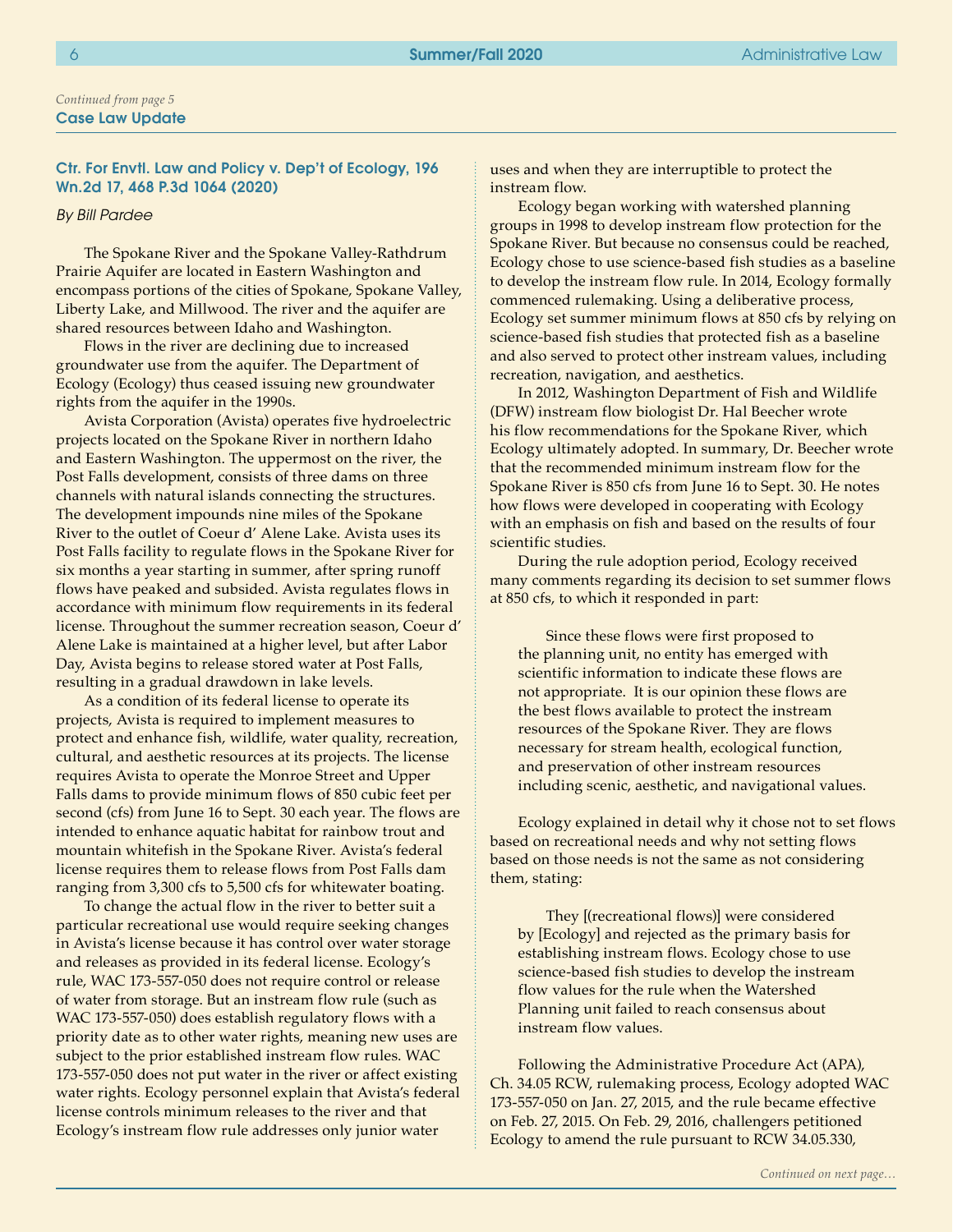*Continued from page 5*

**Case Law Update**

### Ctr. For Envtl. Law and Policy v. Dep't of Ecology, 196 Wn.2d 17, 468 P.3d 1064 (2020)

*By Bill Pardee*

The Spokane River and the Spokane Valley-Rathdrum Prairie Aquifer are located in Eastern Washington and encompass portions of the cities of Spokane, Spokane Valley, Liberty Lake, and Millwood. The river and the aquifer are shared resources between Idaho and Washington.

Flows in the river are declining due to increased groundwater use from the aquifer. The Department of Ecology (Ecology) thus ceased issuing new groundwater rights from the aquifer in the 1990s.

Avista Corporation (Avista) operates five hydroelectric projects located on the Spokane River in northern Idaho and Eastern Washington. The uppermost on the river, the Post Falls development, consists of three dams on three channels with natural islands connecting the structures. The development impounds nine miles of the Spokane River to the outlet of Coeur d' Alene Lake. Avista uses its Post Falls facility to regulate flows in the Spokane River for six months a year starting in summer, after spring runoff flows have peaked and subsided. Avista regulates flows in accordance with minimum flow requirements in its federal license. Throughout the summer recreation season, Coeur d' Alene Lake is maintained at a higher level, but after Labor Day, Avista begins to release stored water at Post Falls, resulting in a gradual drawdown in lake levels.

As a condition of its federal license to operate its projects, Avista is required to implement measures to protect and enhance fish, wildlife, water quality, recreation, cultural, and aesthetic resources at its projects. The license requires Avista to operate the Monroe Street and Upper Falls dams to provide minimum flows of 850 cubic feet per second (cfs) from June 16 to Sept. 30 each year. The flows are intended to enhance aquatic habitat for rainbow trout and mountain whitefish in the Spokane River. Avista's federal license requires them to release flows from Post Falls dam ranging from 3,300 cfs to 5,500 cfs for whitewater boating.

To change the actual flow in the river to better suit a particular recreational use would require seeking changes in Avista's license because it has control over water storage and releases as provided in its federal license. Ecology's rule, WAC 173-557-050 does not require control or release of water from storage. But an instream flow rule (such as WAC 173-557-050) does establish regulatory flows with a priority date as to other water rights, meaning new uses are subject to the prior established instream flow rules. WAC 173-557-050 does not put water in the river or affect existing water rights. Ecology personnel explain that Avista's federal license controls minimum releases to the river and that Ecology's instream flow rule addresses only junior water uses and when they are interruptible to protect the instream flow.

Ecology began working with watershed planning groups in 1998 to develop instream flow protection for the Spokane River. But because no consensus could be reached, Ecology chose to use science-based fish studies as a baseline to develop the instream flow rule. In 2014, Ecology formally commenced rulemaking. Using a deliberative process, Ecology set summer minimum flows at 850 cfs by relying on science-based fish studies that protected fish as a baseline and also served to protect other instream values, including recreation, navigation, and aesthetics.

In 2012, Washington Department of Fish and Wildlife (DFW) instream flow biologist Dr. Hal Beecher wrote his flow recommendations for the Spokane River, which Ecology ultimately adopted. In summary, Dr. Beecher wrote that the recommended minimum instream flow for the Spokane River is 850 cfs from June 16 to Sept. 30. He notes how flows were developed in cooperating with Ecology with an emphasis on fish and based on the results of four scientific studies.

During the rule adoption period, Ecology received many comments regarding its decision to set summer flows at 850 cfs, to which it responded in part:

> Since these flows were first proposed to the planning unit, no entity has emerged with scientific information to indicate these flows are not appropriate. It is our opinion these flows are the best flows available to protect the instream resources of the Spokane River. They are flows necessary for stream health, ecological function, and preservation of other instream resources including scenic, aesthetic, and navigational values.

Ecology explained in detail why it chose not to set flows based on recreational needs and why not setting flows based on those needs is not the same as not considering them, stating:

> They [(recreational flows)] were considered by [Ecology] and rejected as the primary basis for establishing instream flows. Ecology chose to use science-based fish studies to develop the instream flow values for the rule when the Watershed Planning unit failed to reach consensus about instream flow values.

Following the Administrative Procedure Act (APA), Ch. 34.05 RCW, rulemaking process, Ecology adopted WAC 173-557-050 on Jan. 27, 2015, and the rule became effective on Feb. 27, 2015. On Feb. 29, 2016, challengers petitioned Ecology to amend the rule pursuant to RCW 34.05.330,

*Continued on next page…*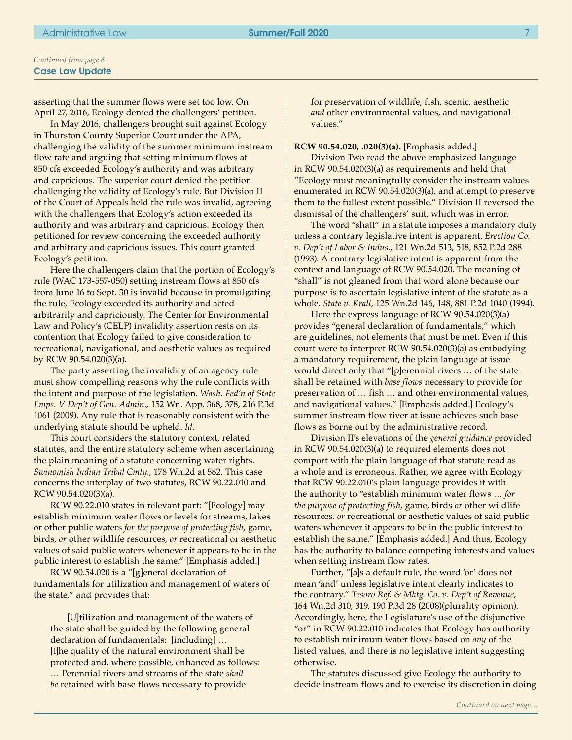*Continued from page 6*

**Case Law Update**

asserting that the summer flows were set too low. On April 27, 2016, Ecology denied the challengers' petition.

In May 2016, challengers brought suit against Ecology in Thurston County Superior Court under the APA, challenging the validity of the summer minimum instream flow rate and arguing that setting minimum flows at 850 cfs exceeded Ecology's authority and was arbitrary and capricious. The superior court denied the petition challenging the validity of Ecology's rule. But Division II of the Court of Appeals held the rule was invalid, agreeing with the challengers that Ecology's action exceeded its authority and was arbitrary and capricious. Ecology then petitioned for review concerning the exceeded authority and arbitrary and capricious issues. This court granted Ecology's petition.

Here the challengers claim that the portion of Ecology's rule (WAC 173-557-050) setting instream flows at 850 cfs from June 16 to Sept. 30 is invalid because in promulgating the rule, Ecology exceeded its authority and acted arbitrarily and capriciously. The Center for Environmental Law and Policy's (CELP) invalidity assertion rests on its contention that Ecology failed to give consideration to recreational, navigational, and aesthetic values as required by RCW 90.54.020(3)(a).

The party asserting the invalidity of an agency rule must show compelling reasons why the rule conflicts with the intent and purpose of the legislation. *Wash. Fed'n of State Emps. V Dep't of Gen. Admin.*, 152 Wn. App. 368, 378, 216 P.3d 1061 (2009). Any rule that is reasonably consistent with the underlying statute should be upheld. *Id.*

This court considers the statutory context, related statutes, and the entire statutory scheme when ascertaining the plain meaning of a statute concerning water rights. *Swinomish Indian Tribal Cmty.*, 178 Wn.2d at 582. This case concerns the interplay of two statutes, RCW 90.22.010 and RCW 90.54.020(3)(a).

RCW 90.22.010 states in relevant part: "[Ecology] may establish minimum water flows or levels for streams, lakes or other public waters *for the purpose of protecting fish*, game, birds, *or* other wildlife resources, *or* recreational or aesthetic values of said public waters whenever it appears to be in the public interest to establish the same." [Emphasis added.]

RCW 90.54.020 is a "[g]eneral declaration of fundamentals for utilization and management of waters of the state," and provides that:

> [U]tilization and management of the waters of the state shall be guided by the following general declaration of fundamentals: [including] … [t]he quality of the natural environment shall be protected and, where possible, enhanced as follows: … Perennial rivers and streams of the state *shall be* retained with base flows necessary to provide for preservation of wildlife, fish, scenic, aesthetic *and* other environmental values, and navigational values."

**RCW 90.54.020, .020(3)(a).** [Emphasis added.]

Division Two read the above emphasized language in RCW 90.54.020(3)(a) as requirements and held that "Ecology must meaningfully consider the instream values enumerated in RCW 90.54.020(3)(a), and attempt to preserve them to the fullest extent possible." Division II reversed the dismissal of the challengers' suit, which was in error.

The word "shall" in a statute imposes a mandatory duty unless a contrary legislative intent is apparent. *Erection Co. v. Dep't of Labor & Indus.*, 121 Wn.2d 513, 518, 852 P.2d 288 (1993). A contrary legislative intent is apparent from the context and language of RCW 90.54.020. The meaning of "shall" is not gleaned from that word alone because our purpose is to ascertain legislative intent of the statute as a whole. *State v. Krall*, 125 Wn.2d 146, 148, 881 P.2d 1040 (1994).

Here the express language of RCW 90.54.020(3)(a) provides "general declaration of fundamentals," which are guidelines, not elements that must be met. Even if this court were to interpret RCW 90.54.020(3)(a) as embodying a mandatory requirement, the plain language at issue would direct only that "[p]erennial rivers … of the state shall be retained with *base flows* necessary to provide for preservation of … fish … and other environmental values, and navigational values." [Emphasis added.] Ecology's summer instream flow river at issue achieves such base flows as borne out by the administrative record.

Division II's elevations of the *general guidance* provided in RCW 90.54.020(3)(a) to required elements does not comport with the plain language of that statute read as a whole and is erroneous. Rather, we agree with Ecology that RCW 90.22.010's plain language provides it with the authority to "establish minimum water flows … *for the purpose of protecting fish*, game, birds *or* other wildlife resources, *or* recreational or aesthetic values of said public waters whenever it appears to be in the public interest to establish the same." [Emphasis added.] And thus, Ecology has the authority to balance competing interests and values when setting instream flow rates.

Further, "[a]s a default rule, the word 'or' does not mean 'and' unless legislative intent clearly indicates to the contrary." *Tesoro Ref. & Mktg. Co. v. Dep't of Revenue*, 164 Wn.2d 310, 319, 190 P.3d 28 (2008)(plurality opinion). Accordingly, here, the Legislature's use of the disjunctive "or" in RCW 90.22.010 indicates that Ecology has authority to establish minimum water flows based on *any* of the listed values, and there is no legislative intent suggesting otherwise.

The statutes discussed give Ecology the authority to decide instream flows and to exercise its discretion in doing

*Continued on next page…*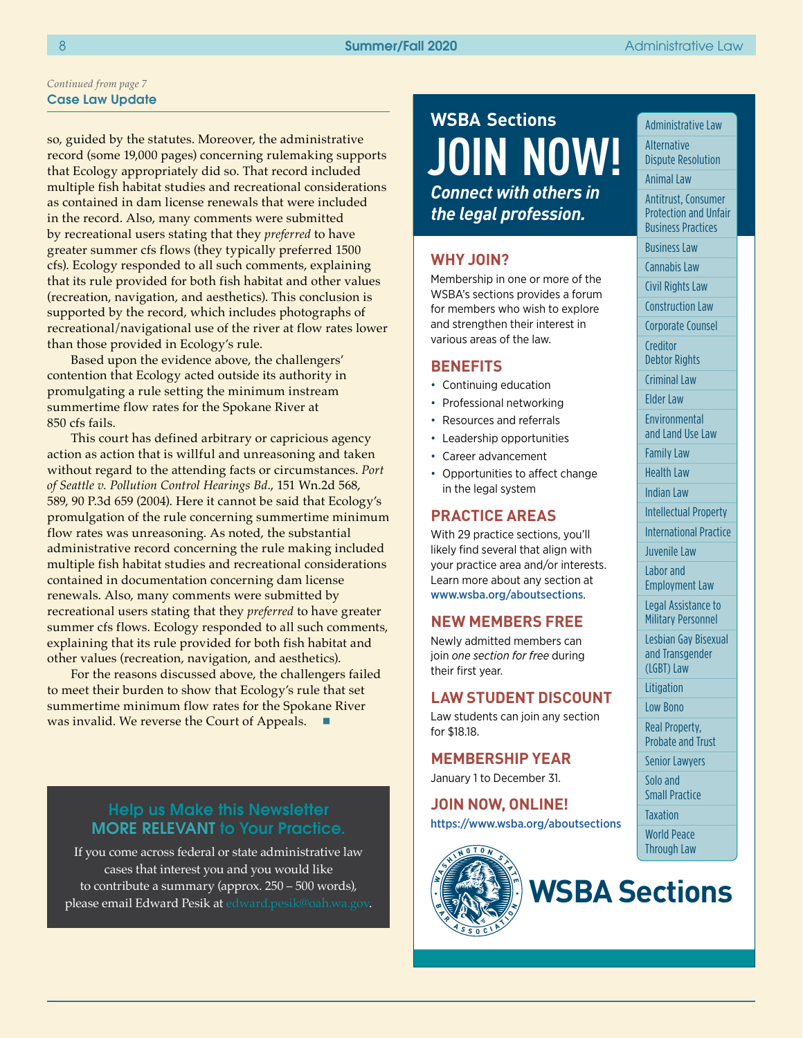*Continued from page 7*

**Case Law Update**

so, guided by the statutes. Moreover, the administrative record (some 19,000 pages) concerning rulemaking supports that Ecology appropriately did so. That record included multiple fish habitat studies and recreational considerations as contained in dam license renewals that were included in the record. Also, many comments were submitted by recreational users stating that they *preferred* to have greater summer cfs flows (they typically preferred 1500 cfs). Ecology responded to all such comments, explaining that its rule provided for both fish habitat and other values (recreation, navigation, and aesthetics). This conclusion is supported by the record, which includes photographs of recreational/navigational use of the river at flow rates lower than those provided in Ecology's rule.

Based upon the evidence above, the challengers' contention that Ecology acted outside its authority in promulgating a rule setting the minimum instream summertime flow rates for the Spokane River at 850 cfs fails.

This court has defined arbitrary or capricious agency action as action that is willful and unreasoning and taken without regard to the attending facts or circumstances. *Port of Seattle v. Pollution Control Hearings Bd.*, 151 Wn.2d 568, 589, 90 P.3d 659 (2004). Here it cannot be said that Ecology's promulgation of the rule concerning summertime minimum flow rates was unreasoning. As noted, the substantial administrative record concerning the rule making included multiple fish habitat studies and recreational considerations contained in documentation concerning dam license renewals. Also, many comments were submitted by recreational users stating that they *preferred* to have greater summer cfs flows. Ecology responded to all such comments, explaining that its rule provided for both fish habitat and other values (recreation, navigation, and aesthetics).

For the reasons discussed above, the challengers failed to meet their burden to show that Ecology's rule that set summertime minimum flow rates for the Spokane River was invalid. We reverse the Court of Appeals. ■

### Help us Make this Newsletter MORE RELEVANT to Your Practice.

If you come across federal or state administrative law cases that interest you and you would like to contribute a summary (approx. 250 – 500 words), please email Edward Pesik at edward.pesik@oah.wa.gov.

## WSBA Sections

# JOIN NOW!

***Connect with others in the legal profession.***

### WHY JOIN?

Membership in one or more of the WSBA's sections provides a forum for members who wish to explore and strengthen their interest in various areas of the law.

### BENEFITS

- Continuing education
- Professional networking
- Resources and referrals
- Leadership opportunities
- Career advancement
- Opportunities to affect change in the legal system

### PRACTICE AREAS

With 29 practice sections, you'll likely find several that align with your practice area and/or interests. Learn more about any section at www.wsba.org/aboutsections.

### NEW MEMBERS FREE

Newly admitted members can join *one section for free* during their first year.

### LAW STUDENT DISCOUNT

Law students can join any section for $18.18.

### MEMBERSHIP YEAR

January 1 to December 31.

### JOIN NOW, ONLINE!

https://www.wsba.org/aboutsections

- Administrative Law
- Alternative Dispute Resolution
- Animal Law
- Antitrust, Consumer Protection and Unfair Business Practices
- Business Law
- Cannabis Law
- Civil Rights Law
- Construction Law
- Corporate Counsel
- Creditor Debtor Rights
- Criminal Law
- Elder Law
- Environmental and Land Use Law
- Family Law
- Health Law
- Indian Law
- Intellectual Property
- International Practice
- Juvenile Law
- Labor and Employment Law
- Legal Assistance to Military Personnel
- Lesbian Gay Bisexual and Transgender (LGBT) Law
- Litigation
- Low Bono
- Real Property, Probate and Trust
- Senior Lawyers
- Solo and Small Practice
- Taxation
- World Peace Through Law

Washington State Bar Association

**WSBA Sections**